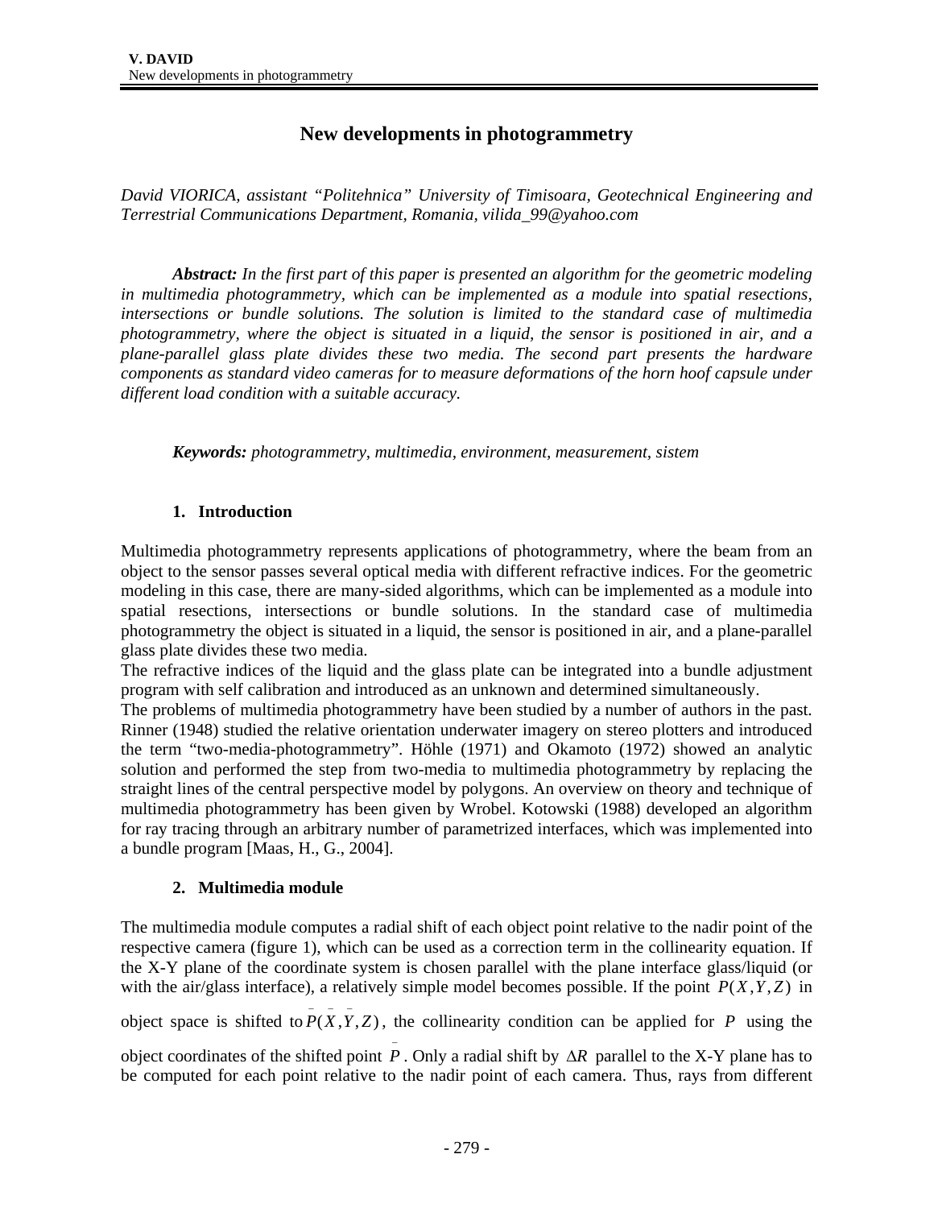# New developments in photogrammetry

*David VIORICA, assistant "Politehnica" University of Timisoara, Geotechnical Engineering and Terrestrial Communications Department, Romania, vilida_99@yahoo.com*

***Abstract:*** *In the first part of this paper is presented an algorithm for the geometric modeling in multimedia photogrammetry, which can be implemented as a module into spatial resections, intersections or bundle solutions. The solution is limited to the standard case of multimedia photogrammetry, where the object is situated in a liquid, the sensor is positioned in air, and a plane-parallel glass plate divides these two media. The second part presents the hardware components as standard video cameras for to measure deformations of the horn hoof capsule under different load condition with a suitable accuracy.*

***Keywords:*** *photogrammetry, multimedia, environment, measurement, sistem*

## 1. Introduction

Multimedia photogrammetry represents applications of photogrammetry, where the beam from an object to the sensor passes several optical media with different refractive indices. For the geometric modeling in this case, there are many-sided algorithms, which can be implemented as a module into spatial resections, intersections or bundle solutions. In the standard case of multimedia photogrammetry the object is situated in a liquid, the sensor is positioned in air, and a plane-parallel glass plate divides these two media.

The refractive indices of the liquid and the glass plate can be integrated into a bundle adjustment program with self calibration and introduced as an unknown and determined simultaneously.

The problems of multimedia photogrammetry have been studied by a number of authors in the past. Rinner (1948) studied the relative orientation underwater imagery on stereo plotters and introduced the term "two-media-photogrammetry". Höhle (1971) and Okamoto (1972) showed an analytic solution and performed the step from two-media to multimedia photogrammetry by replacing the straight lines of the central perspective model by polygons. An overview on theory and technique of multimedia photogrammetry has been given by Wrobel. Kotowski (1988) developed an algorithm for ray tracing through an arbitrary number of parametrized interfaces, which was implemented into a bundle program [Maas, H., G., 2004].

## 2. Multimedia module

The multimedia module computes a radial shift of each object point relative to the nadir point of the respective camera (figure 1), which can be used as a correction term in the collinearity equation. If the X-Y plane of the coordinate system is chosen parallel with the plane interface glass/liquid (or with the air/glass interface), a relatively simple model becomes possible. If the point $P(X,Y,Z)$ in object space is shifted to $\bar{P}(\bar{X},\bar{Y},Z)$, the collinearity condition can be applied for $P$ using the object coordinates of the shifted point $\bar{P}$. Only a radial shift by $\Delta R$ parallel to the X-Y plane has to be computed for each point relative to the nadir point of each camera. Thus, rays from different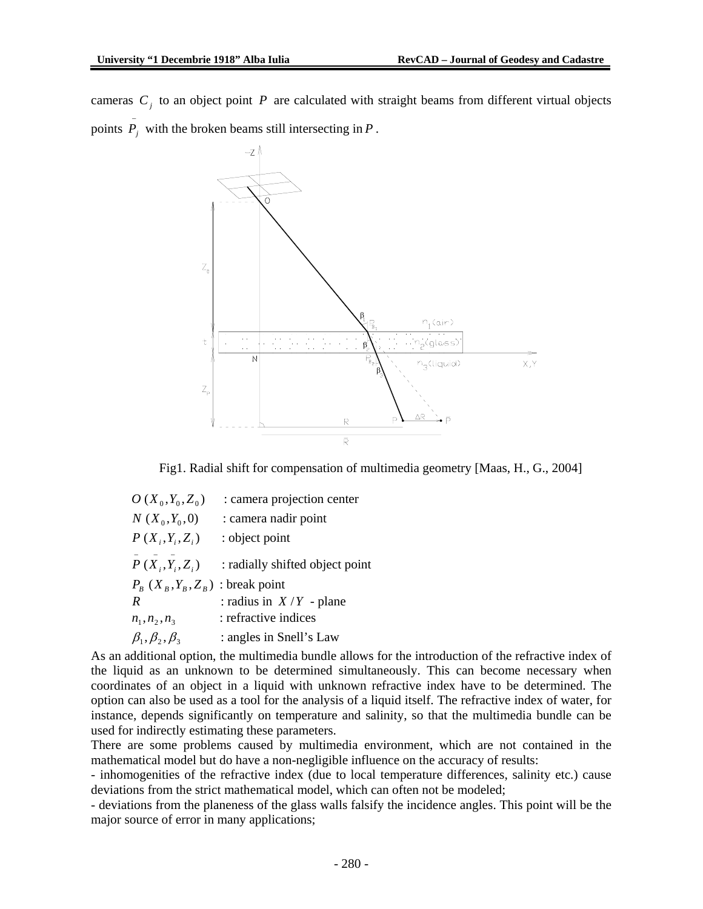cameras $C_j$ to an object point $P$ are calculated with straight beams from different virtual objects points $\bar{P}_j$ with the broken beams still intersecting in $P$.

Fig1. Radial shift for compensation of multimedia geometry [Maas, H., G., 2004]

$O\,(X_0, Y_0, Z_0)$ : camera projection center
$N\,(X_0, Y_0, 0)$ : camera nadir point
$P\,(X_i, Y_i, Z_i)$ : object point
$\bar{P}\,(\bar{X}_i, \bar{Y}_i, Z_i)$ : radially shifted object point
$P_B\,(X_B, Y_B, Z_B)$ : break point
$R$ : radius in $X/Y$ - plane
$n_1, n_2, n_3$ : refractive indices
$\beta_1, \beta_2, \beta_3$ : angles in Snell's Law

As an additional option, the multimedia bundle allows for the introduction of the refractive index of the liquid as an unknown to be determined simultaneously. This can become necessary when coordinates of an object in a liquid with unknown refractive index have to be determined. The option can also be used as a tool for the analysis of a liquid itself. The refractive index of water, for instance, depends significantly on temperature and salinity, so that the multimedia bundle can be used for indirectly estimating these parameters.

There are some problems caused by multimedia environment, which are not contained in the mathematical model but do have a non-negligible influence on the accuracy of results:

- inhomogenities of the refractive index (due to local temperature differences, salinity etc.) cause deviations from the strict mathematical model, which can often not be modeled;
- deviations from the planeness of the glass walls falsify the incidence angles. This point will be the major source of error in many applications;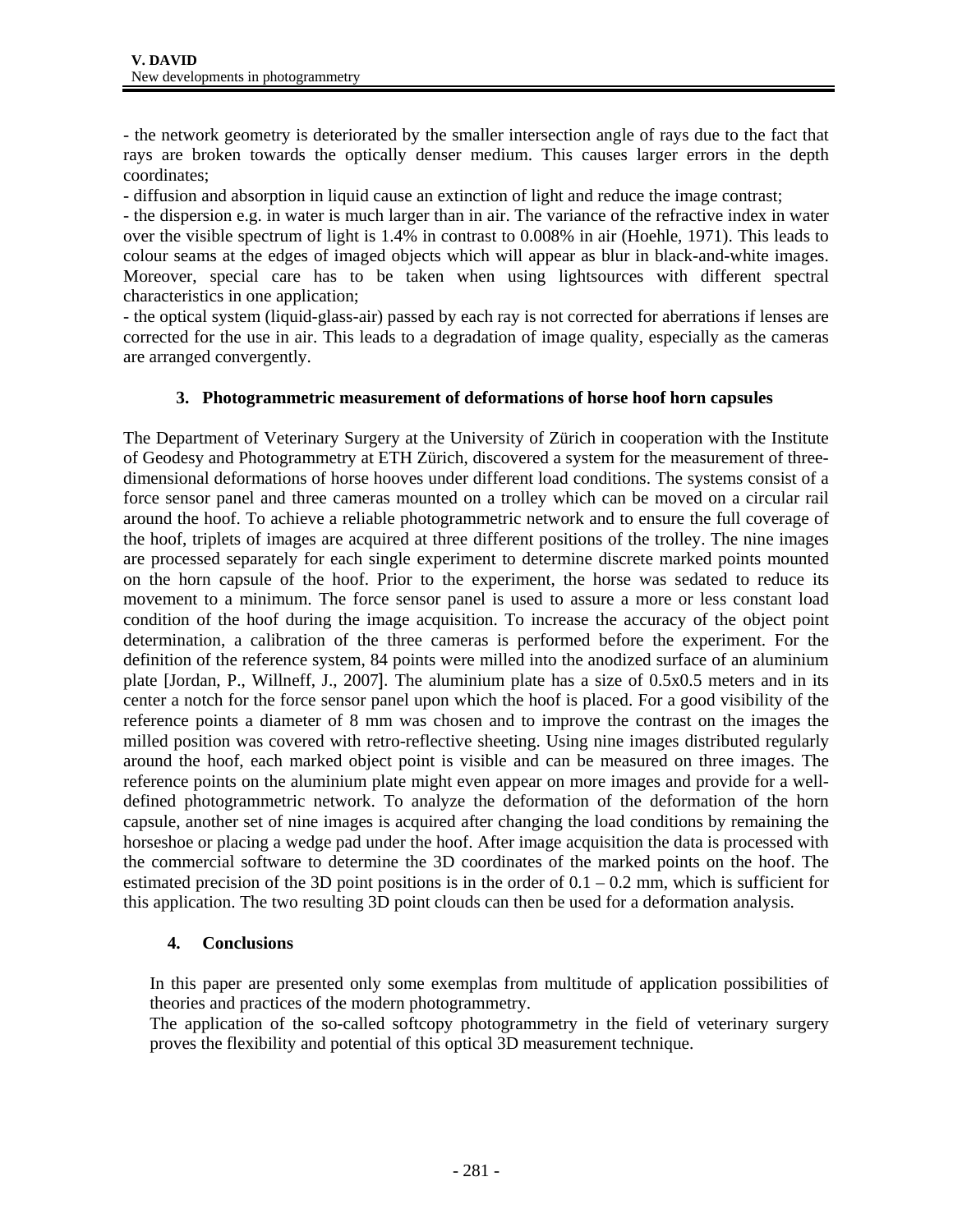- the network geometry is deteriorated by the smaller intersection angle of rays due to the fact that rays are broken towards the optically denser medium. This causes larger errors in the depth coordinates;

- diffusion and absorption in liquid cause an extinction of light and reduce the image contrast;

- the dispersion e.g. in water is much larger than in air. The variance of the refractive index in water over the visible spectrum of light is 1.4% in contrast to 0.008% in air (Hoehle, 1971). This leads to colour seams at the edges of imaged objects which will appear as blur in black-and-white images. Moreover, special care has to be taken when using lightsources with different spectral characteristics in one application;

- the optical system (liquid-glass-air) passed by each ray is not corrected for aberrations if lenses are corrected for the use in air. This leads to a degradation of image quality, especially as the cameras are arranged convergently.

## 3. Photogrammetric measurement of deformations of horse hoof horn capsules

The Department of Veterinary Surgery at the University of Zürich in cooperation with the Institute of Geodesy and Photogrammetry at ETH Zürich, discovered a system for the measurement of three-dimensional deformations of horse hooves under different load conditions. The systems consist of a force sensor panel and three cameras mounted on a trolley which can be moved on a circular rail around the hoof. To achieve a reliable photogrammetric network and to ensure the full coverage of the hoof, triplets of images are acquired at three different positions of the trolley. The nine images are processed separately for each single experiment to determine discrete marked points mounted on the horn capsule of the hoof. Prior to the experiment, the horse was sedated to reduce its movement to a minimum. The force sensor panel is used to assure a more or less constant load condition of the hoof during the image acquisition. To increase the accuracy of the object point determination, a calibration of the three cameras is performed before the experiment. For the definition of the reference system, 84 points were milled into the anodized surface of an aluminium plate [Jordan, P., Willneff, J., 2007]. The aluminium plate has a size of 0.5x0.5 meters and in its center a notch for the force sensor panel upon which the hoof is placed. For a good visibility of the reference points a diameter of 8 mm was chosen and to improve the contrast on the images the milled position was covered with retro-reflective sheeting. Using nine images distributed regularly around the hoof, each marked object point is visible and can be measured on three images. The reference points on the aluminium plate might even appear on more images and provide for a well-defined photogrammetric network. To analyze the deformation of the deformation of the horn capsule, another set of nine images is acquired after changing the load conditions by remaining the horseshoe or placing a wedge pad under the hoof. After image acquisition the data is processed with the commercial software to determine the 3D coordinates of the marked points on the hoof. The estimated precision of the 3D point positions is in the order of 0.1 – 0.2 mm, which is sufficient for this application. The two resulting 3D point clouds can then be used for a deformation analysis.

## 4. Conclusions

In this paper are presented only some exemplas from multitude of application possibilities of theories and practices of the modern photogrammetry.

The application of the so-called softcopy photogrammetry in the field of veterinary surgery proves the flexibility and potential of this optical 3D measurement technique.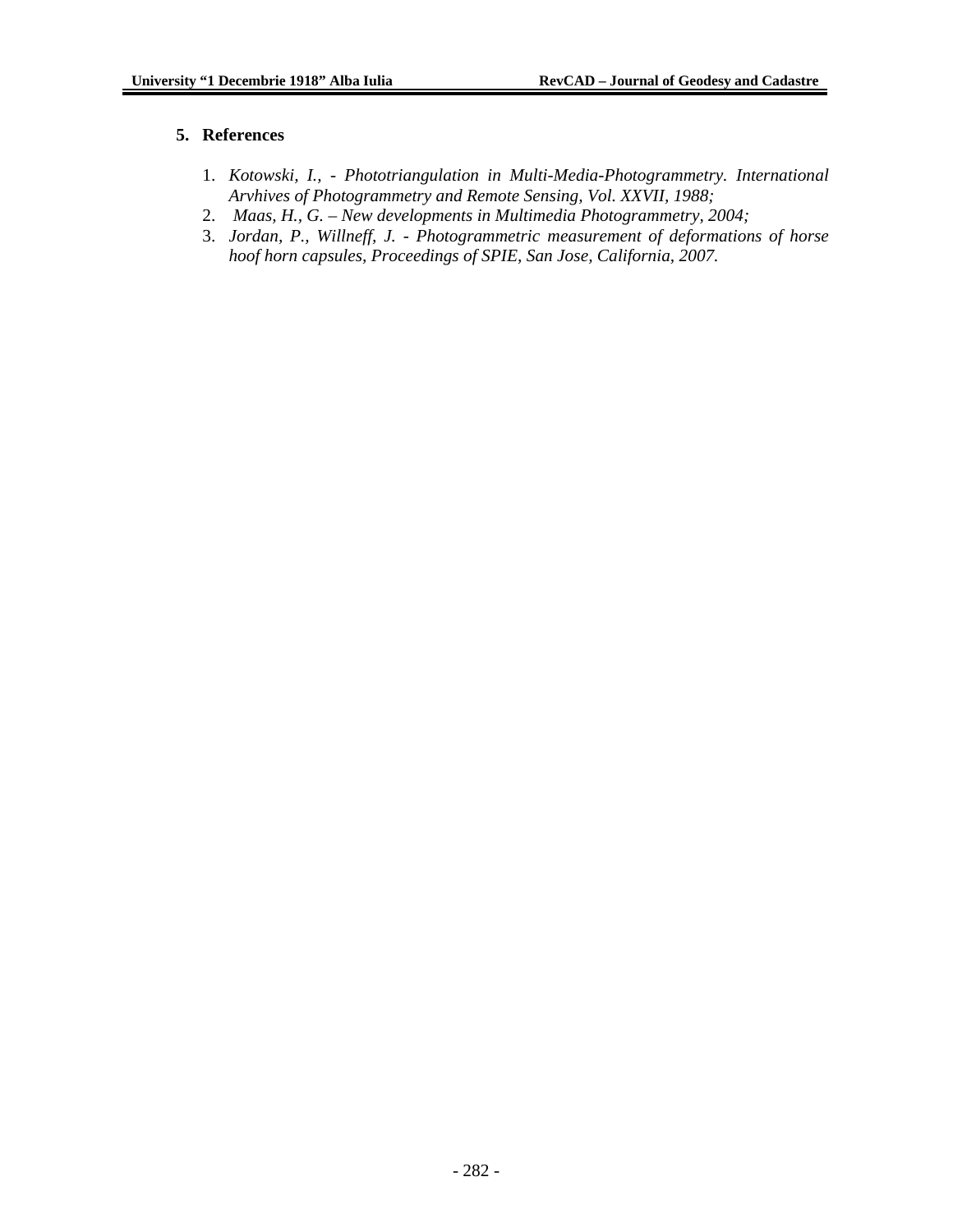## 5. References

1. *Kotowski, I., - Phototriangulation in Multi-Media-Photogrammetry. International Arvhives of Photogrammetry and Remote Sensing, Vol. XXVII, 1988;*
2. *Maas, H., G. – New developments in Multimedia Photogrammetry, 2004;*
3. *Jordan, P., Willneff, J. - Photogrammetric measurement of deformations of horse hoof horn capsules, Proceedings of SPIE, San Jose, California, 2007.*